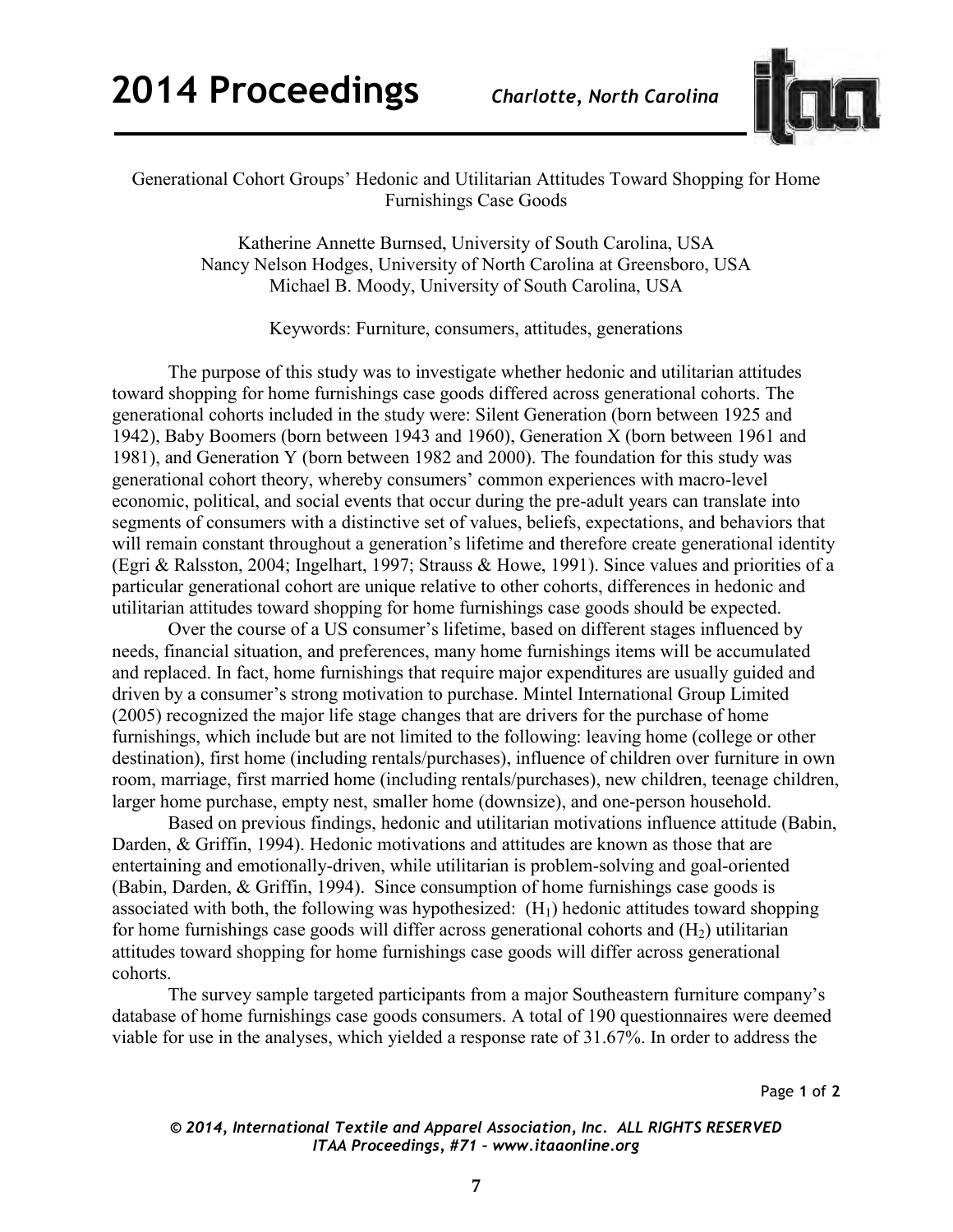# Generational Cohort Groups' Hedonic and Utilitarian Attitudes Toward Shopping for Home Furnishings Case Goods

Katherine Annette Burnsed, University of South Carolina, USA
Nancy Nelson Hodges, University of North Carolina at Greensboro, USA
Michael B. Moody, University of South Carolina, USA

Keywords: Furniture, consumers, attitudes, generations

The purpose of this study was to investigate whether hedonic and utilitarian attitudes toward shopping for home furnishings case goods differed across generational cohorts. The generational cohorts included in the study were: Silent Generation (born between 1925 and 1942), Baby Boomers (born between 1943 and 1960), Generation X (born between 1961 and 1981), and Generation Y (born between 1982 and 2000). The foundation for this study was generational cohort theory, whereby consumers' common experiences with macro-level economic, political, and social events that occur during the pre-adult years can translate into segments of consumers with a distinctive set of values, beliefs, expectations, and behaviors that will remain constant throughout a generation's lifetime and therefore create generational identity (Egri & Ralsston, 2004; Ingelhart, 1997; Strauss & Howe, 1991). Since values and priorities of a particular generational cohort are unique relative to other cohorts, differences in hedonic and utilitarian attitudes toward shopping for home furnishings case goods should be expected.

Over the course of a US consumer's lifetime, based on different stages influenced by needs, financial situation, and preferences, many home furnishings items will be accumulated and replaced. In fact, home furnishings that require major expenditures are usually guided and driven by a consumer's strong motivation to purchase. Mintel International Group Limited (2005) recognized the major life stage changes that are drivers for the purchase of home furnishings, which include but are not limited to the following: leaving home (college or other destination), first home (including rentals/purchases), influence of children over furniture in own room, marriage, first married home (including rentals/purchases), new children, teenage children, larger home purchase, empty nest, smaller home (downsize), and one-person household.

Based on previous findings, hedonic and utilitarian motivations influence attitude (Babin, Darden, & Griffin, 1994). Hedonic motivations and attitudes are known as those that are entertaining and emotionally-driven, while utilitarian is problem-solving and goal-oriented (Babin, Darden, & Griffin, 1994). Since consumption of home furnishings case goods is associated with both, the following was hypothesized: ($H_1$) hedonic attitudes toward shopping for home furnishings case goods will differ across generational cohorts and ($H_2$) utilitarian attitudes toward shopping for home furnishings case goods will differ across generational cohorts.

The survey sample targeted participants from a major Southeastern furniture company's database of home furnishings case goods consumers. A total of 190 questionnaires were deemed viable for use in the analyses, which yielded a response rate of 31.67%. In order to address the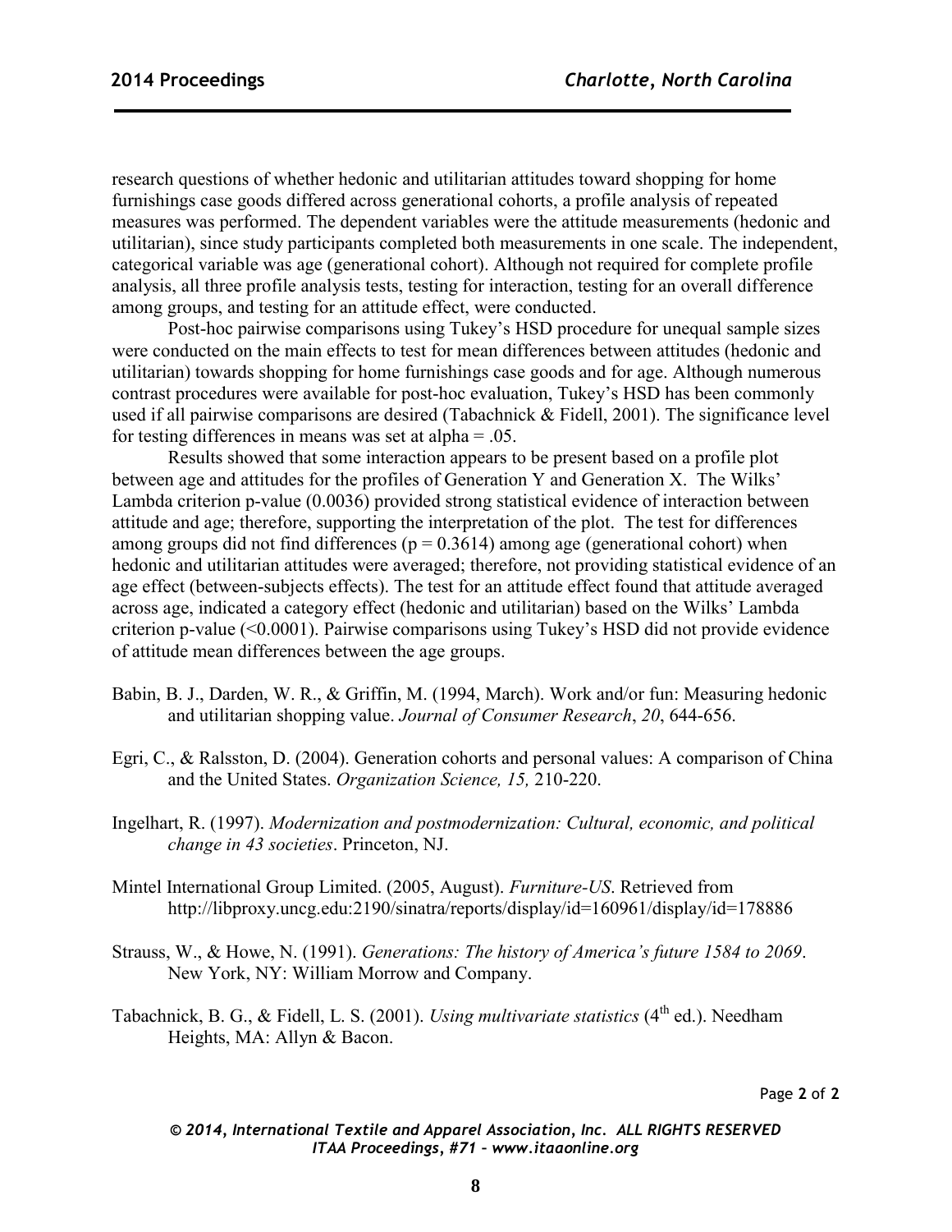research questions of whether hedonic and utilitarian attitudes toward shopping for home furnishings case goods differed across generational cohorts, a profile analysis of repeated measures was performed. The dependent variables were the attitude measurements (hedonic and utilitarian), since study participants completed both measurements in one scale. The independent, categorical variable was age (generational cohort). Although not required for complete profile analysis, all three profile analysis tests, testing for interaction, testing for an overall difference among groups, and testing for an attitude effect, were conducted.

Post-hoc pairwise comparisons using Tukey's HSD procedure for unequal sample sizes were conducted on the main effects to test for mean differences between attitudes (hedonic and utilitarian) towards shopping for home furnishings case goods and for age. Although numerous contrast procedures were available for post-hoc evaluation, Tukey's HSD has been commonly used if all pairwise comparisons are desired (Tabachnick & Fidell, 2001). The significance level for testing differences in means was set at alpha = .05.

Results showed that some interaction appears to be present based on a profile plot between age and attitudes for the profiles of Generation Y and Generation X. The Wilks' Lambda criterion p-value (0.0036) provided strong statistical evidence of interaction between attitude and age; therefore, supporting the interpretation of the plot. The test for differences among groups did not find differences ($p = 0.3614$) among age (generational cohort) when hedonic and utilitarian attitudes were averaged; therefore, not providing statistical evidence of an age effect (between-subjects effects). The test for an attitude effect found that attitude averaged across age, indicated a category effect (hedonic and utilitarian) based on the Wilks' Lambda criterion p-value (<0.0001). Pairwise comparisons using Tukey's HSD did not provide evidence of attitude mean differences between the age groups.

Babin, B. J., Darden, W. R., & Griffin, M. (1994, March). Work and/or fun: Measuring hedonic and utilitarian shopping value. *Journal of Consumer Research*, *20*, 644-656.

Egri, C., & Ralsston, D. (2004). Generation cohorts and personal values: A comparison of China and the United States. *Organization Science, 15,* 210-220.

Ingelhart, R. (1997). *Modernization and postmodernization: Cultural, economic, and political change in 43 societies*. Princeton, NJ.

Mintel International Group Limited. (2005, August). *Furniture-US*. Retrieved from http://libproxy.uncg.edu:2190/sinatra/reports/display/id=160961/display/id=178886

Strauss, W., & Howe, N. (1991). *Generations: The history of America's future 1584 to 2069*. New York, NY: William Morrow and Company.

Tabachnick, B. G., & Fidell, L. S. (2001). *Using multivariate statistics* (4th ed.). Needham Heights, MA: Allyn & Bacon.